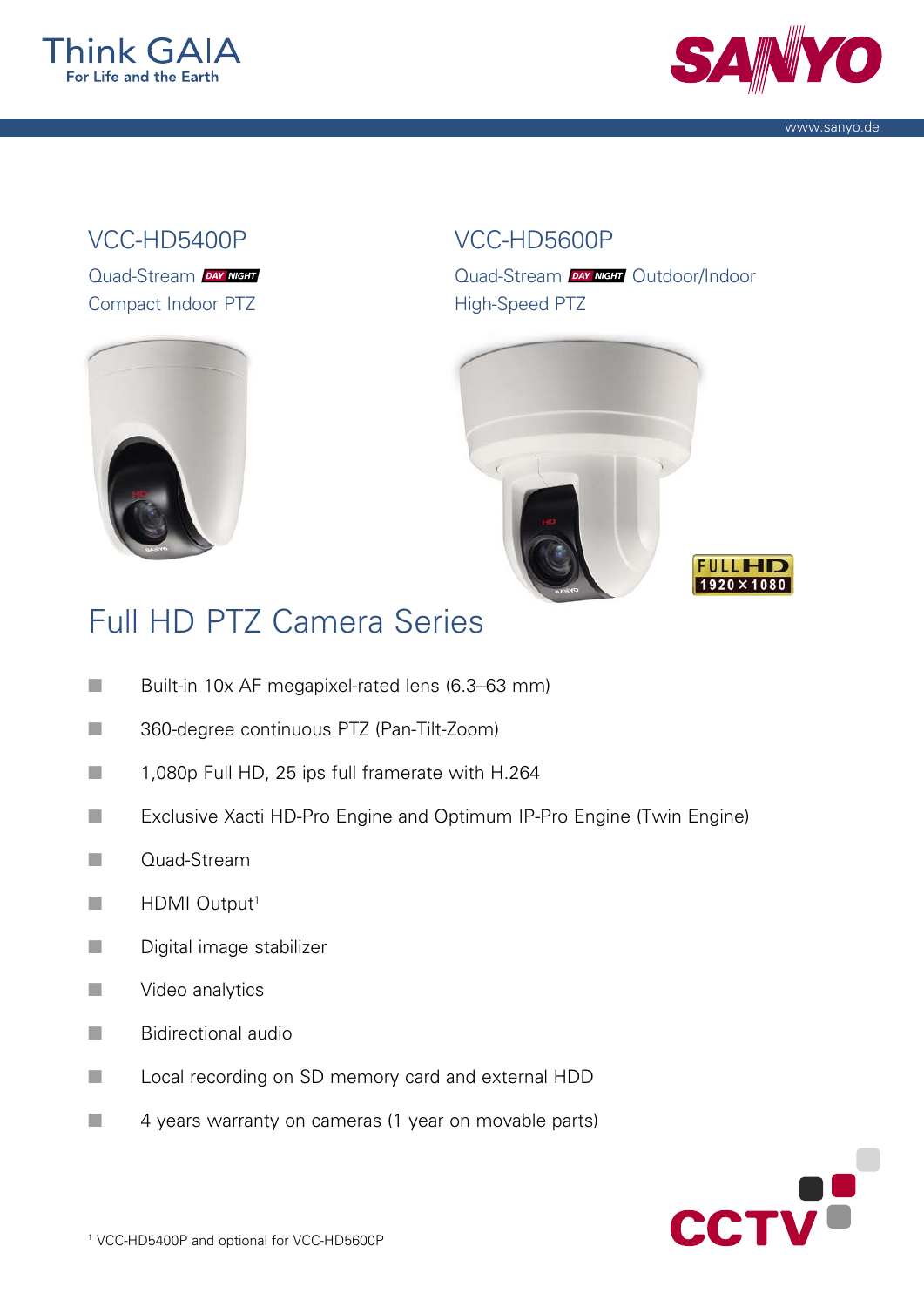Think GAIA
For Life and the Earth

SANYO

www.sanyo.de

## VCC-HD5400P

Quad-Stream DAY NIGHT
Compact Indoor PTZ

## VCC-HD5600P

Quad-Stream DAY NIGHT Outdoor/Indoor
High-Speed PTZ

FULL HD 1920 × 1080

# Full HD PTZ Camera Series

- Built-in 10x AF megapixel-rated lens (6.3–63 mm)
- 360-degree continuous PTZ (Pan-Tilt-Zoom)
- 1,080p Full HD, 25 ips full framerate with H.264
- Exclusive Xacti HD-Pro Engine and Optimum IP-Pro Engine (Twin Engine)
- Quad-Stream
- HDMI Output[1]
- Digital image stabilizer
- Video analytics
- Bidirectional audio
- Local recording on SD memory card and external HDD
- 4 years warranty on cameras (1 year on movable parts)

[1] VCC-HD5400P and optional for VCC-HD5600P

CCTV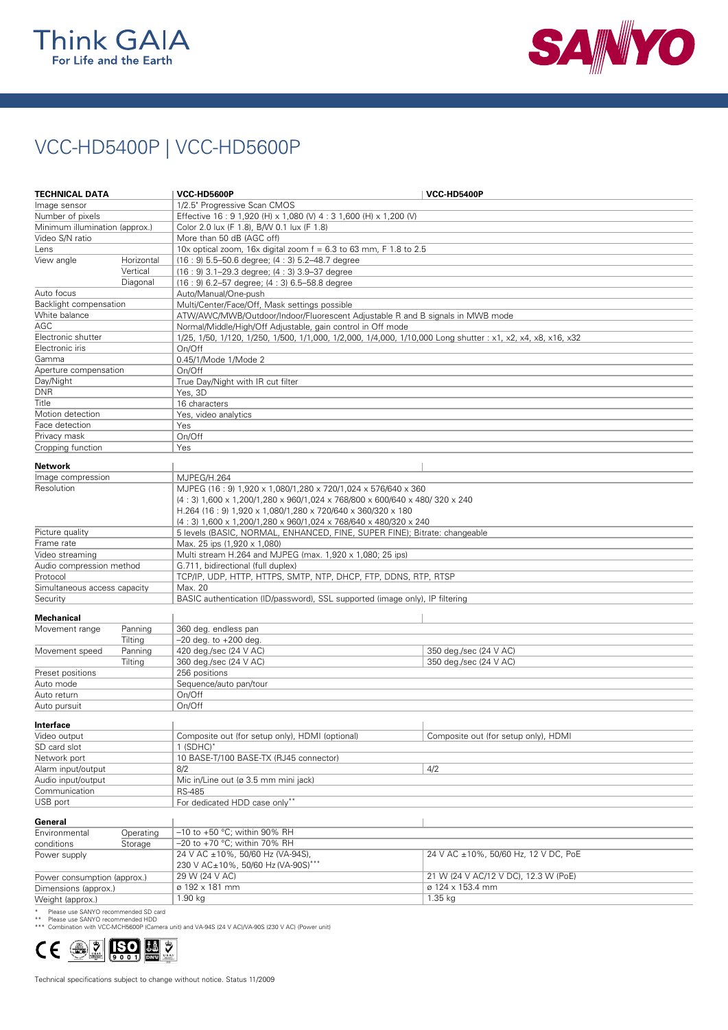Think GAIA
For Life and the Earth

SANYO

# VCC-HD5400P | VCC-HD5600P

| TECHNICAL DATA | | VCC-HD5600P | VCC-HD5400P |
|---|---|---|---|
| Image sensor | | 1/2.5" Progressive Scan CMOS | |
| Number of pixels | | Effective 16 : 9 1,920 (H) x 1,080 (V) 4 : 3 1,600 (H) x 1,200 (V) | |
| Minimum illumination (approx.) | | Color 2.0 lux (F 1.8), B/W 0.1 lux (F 1.8) | |
| Video S/N ratio | | More than 50 dB (AGC off) | |
| Lens | | 10x optical zoom, 16x digital zoom f = 6.3 to 63 mm, F 1.8 to 2.5 | |
| View angle | Horizontal | (16 : 9) 5.5–50.6 degree; (4 : 3) 5.2–48.7 degree | |
| | Vertical | (16 : 9) 3.1–29.3 degree; (4 : 3) 3.9–37 degree | |
| | Diagonal | (16 : 9) 6.2–57 degree; (4 : 3) 6.5–58.8 degree | |
| Auto focus | | Auto/Manual/One-push | |
| Backlight compensation | | Multi/Center/Face/Off, Mask settings possible | |
| White balance | | ATW/AWC/MWB/Outdoor/Indoor/Fluorescent Adjustable R and B signals in MWB mode | |
| AGC | | Normal/Middle/High/Off Adjustable, gain control in Off mode | |
| Electronic shutter | | 1/25, 1/50, 1/120, 1/250, 1/500, 1/1,000, 1/2,000, 1/4,000, 1/10,000 Long shutter : x1, x2, x4, x8, x16, x32 | |
| Electronic iris | | On/Off | |
| Gamma | | 0.45/1/Mode 1/Mode 2 | |
| Aperture compensation | | On/Off | |
| Day/Night | | True Day/Night with IR cut filter | |
| DNR | | Yes, 3D | |
| Title | | 16 characters | |
| Motion detection | | Yes, video analytics | |
| Face detection | | Yes | |
| Privacy mask | | On/Off | |
| Cropping function | | Yes | |
| **Network** | | | |
| Image compression | | MJPEG/H.264 | |
| Resolution | | MJPEG (16 : 9) 1,920 x 1,080/1,280 x 720/1,024 x 576/640 x 360<br>(4 : 3) 1,600 x 1,200/1,280 x 960/1,024 x 768/800 x 600/640 x 480/ 320 x 240<br>H.264 (16 : 9) 1,920 x 1,080/1,280 x 720/640 x 360/320 x 180<br>(4 : 3) 1,600 x 1,200/1,280 x 960/1,024 x 768/640 x 480/320 x 240 | |
| Picture quality | | 5 levels (BASIC, NORMAL, ENHANCED, FINE, SUPER FINE); Bitrate: changeable | |
| Frame rate | | Max. 25 ips (1,920 x 1,080) | |
| Video streaming | | Multi stream H.264 and MJPEG (max. 1,920 x 1,080; 25 ips) | |
| Audio compression method | | G.711, bidirectional (full duplex) | |
| Protocol | | TCP/IP, UDP, HTTP, HTTPS, SMTP, NTP, DHCP, FTP, DDNS, RTP, RTSP | |
| Simultaneous access capacity | | Max. 20 | |
| Security | | BASIC authentication (ID/password), SSL supported (image only), IP filtering | |
| **Mechanical** | | | |
| Movement range | Panning | 360 deg. endless pan | |
| | Tilting | –20 deg. to +200 deg. | |
| Movement speed | Panning | 420 deg./sec (24 V AC) | 350 deg./sec (24 V AC) |
| | Tilting | 360 deg./sec (24 V AC) | 350 deg./sec (24 V AC) |
| Preset positions | | 256 positions | |
| Auto mode | | Sequence/auto pan/tour | |
| Auto return | | On/Off | |
| Auto pursuit | | On/Off | |
| **Interface** | | | |
| Video output | | Composite out (for setup only), HDMI (optional) | Composite out (for setup only), HDMI |
| SD card slot | | 1 (SDHC)* | |
| Network port | | 10 BASE-T/100 BASE-TX (RJ45 connector) | |
| Alarm input/output | | 8/2 | 4/2 |
| Audio input/output | | Mic in/Line out (ø 3.5 mm mini jack) | |
| Communication | | RS-485 | |
| USB port | | For dedicated HDD case only** | |
| **General** | | | |
| Environmental conditions | Operating | –10 to +50 °C; within 90% RH | |
| | Storage | –20 to +70 °C; within 70% RH | |
| Power supply | | 24 V AC ±10%, 50/60 Hz (VA-94S),<br>230 V AC±10%, 50/60 Hz (VA-90S)*** | 24 V AC ±10%, 50/60 Hz, 12 V DC, PoE |
| Power consumption (approx.) | | 29 W (24 V AC) | 21 W (24 V AC/12 V DC), 12.3 W (PoE) |
| Dimensions (approx.) | | ø 192 x 181 mm | ø 124 x 153.4 mm |
| Weight (approx.) | | 1.90 kg | 1.35 kg |

\* Please use SANYO recommended SD card
\** Please use SANYO recommended HDD
\*** Combination with VCC-MCH5600P (Camera unit) and VA-94S (24 V AC)/VA-90S (230 V AC) (Power unit)

Technical specifications subject to change without notice. Status 11/2009